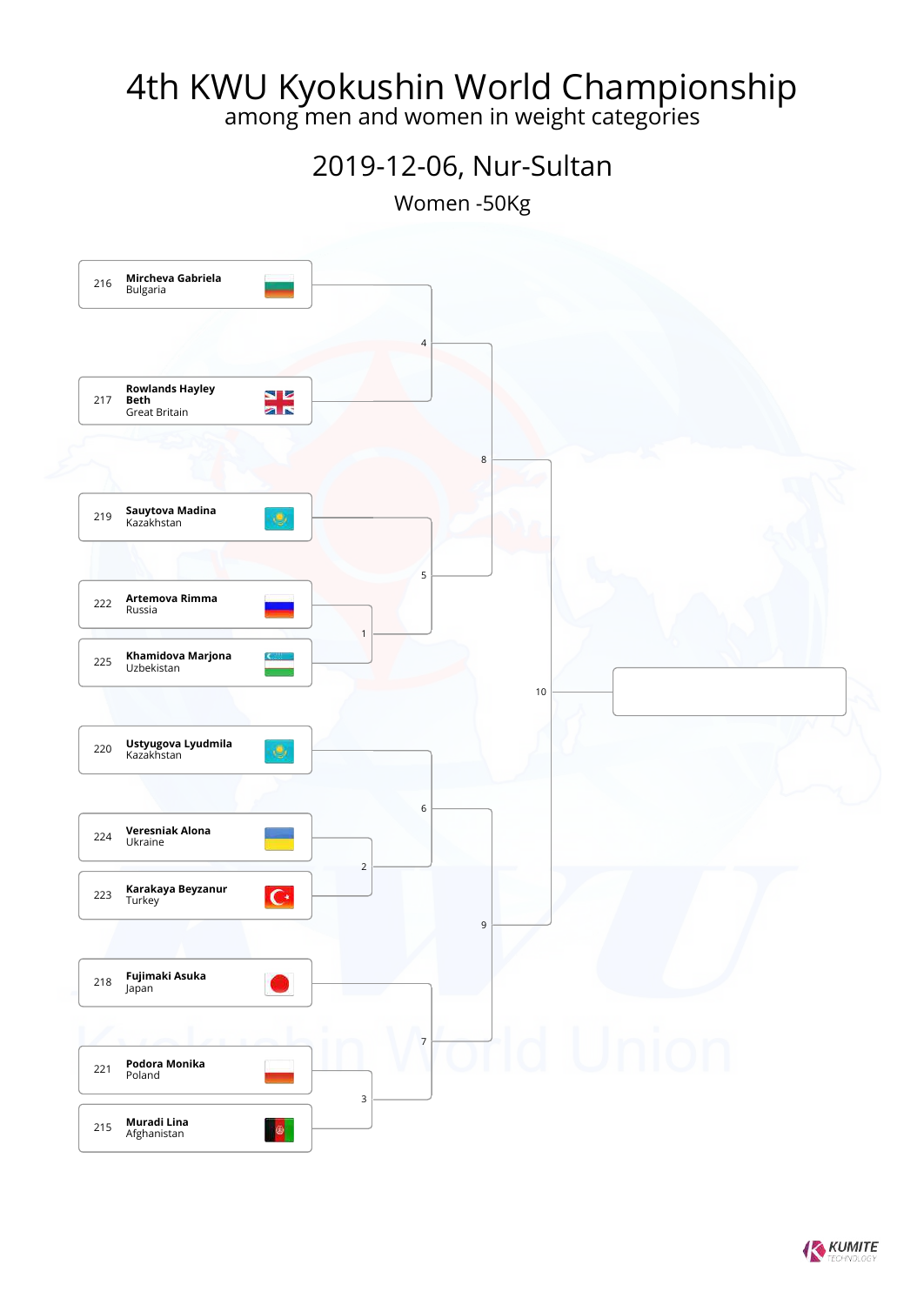# 4th KWU Kyokushin World Championship

among men and women in weight categories

## 2019-12-06, Nur-Sultan

### Women -50Kg

| No. | Name | Country |
|---|---|---|
| 216 | **Mircheva Gabriela** | Bulgaria |
| 217 | **Rowlands Hayley Beth** | Great Britain |
| 219 | **Sauytova Madina** | Kazakhstan |
| 222 | **Artemova Rimma** | Russia |
| 225 | **Khamidova Marjona** | Uzbekistan |
| 220 | **Ustyugova Lyudmila** | Kazakhstan |
| 224 | **Veresniak Alona** | Ukraine |
| 223 | **Karakaya Beyzanur** | Turkey |
| 218 | **Fujimaki Asuka** | Japan |
| 221 | **Podora Monika** | Poland |
| 215 | **Muradi Lina** | Afghanistan |

Bouts:

- 1: Artemova Rimma vs Khamidova Marjona
- 2: Veresniak Alona vs Karakaya Beyzanur
- 3: Podora Monika vs Muradi Lina
- 4: Mircheva Gabriela vs Rowlands Hayley Beth
- 5: Sauytova Madina vs winner of 1
- 6: Ustyugova Lyudmila vs winner of 2
- 7: Fujimaki Asuka vs winner of 3
- 8: winner of 4 vs winner of 5
- 9: winner of 6 vs winner of 7
- 10: winner of 8 vs winner of 9

KUMITE TECHNOLOGY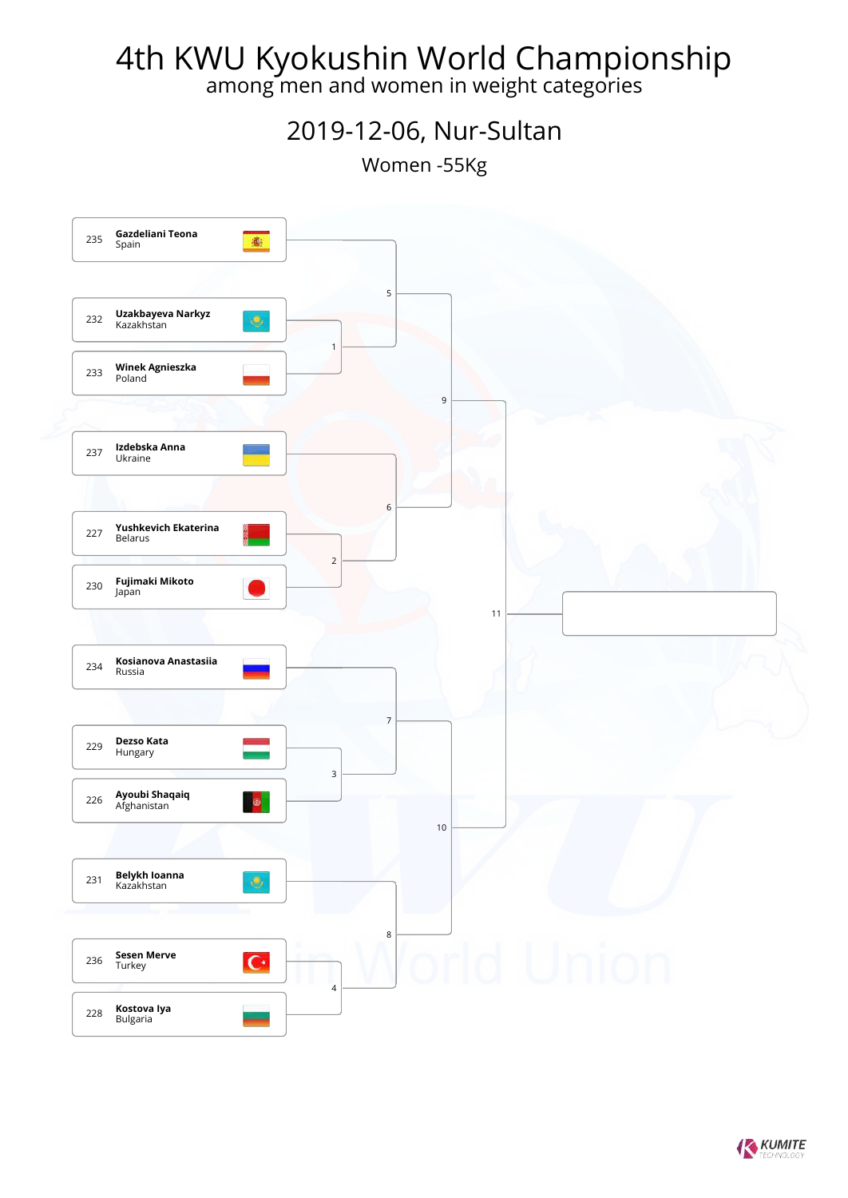# 4th KWU Kyokushin World Championship

among men and women in weight categories

## 2019-12-06, Nur-Sultan

### Women -55Kg

| No. | Name | Country |
|---|---|---|
| 235 | **Gazdeliani Teona** | Spain |
| 232 | **Uzakbayeva Narkyz** | Kazakhstan |
| 233 | **Winek Agnieszka** | Poland |
| 237 | **Izdebska Anna** | Ukraine |
| 227 | **Yushkevich Ekaterina** | Belarus |
| 230 | **Fujimaki Mikoto** | Japan |
| 234 | **Kosianova Anastasiia** | Russia |
| 229 | **Dezso Kata** | Hungary |
| 226 | **Ayoubi Shaqaiq** | Afghanistan |
| 231 | **Belykh Ioanna** | Kazakhstan |
| 236 | **Sesen Merve** | Turkey |
| 228 | **Kostova Iya** | Bulgaria |

Bracket matches:

- 1: Uzakbayeva Narkyz (232) vs Winek Agnieszka (233)
- 2: Yushkevich Ekaterina (227) vs Fujimaki Mikoto (230)
- 3: Dezso Kata (229) vs Ayoubi Shaqaiq (226)
- 4: Sesen Merve (236) vs Kostova Iya (228)
- 5: Gazdeliani Teona (235) vs winner of 1
- 6: Izdebska Anna (237) vs winner of 2
- 7: Kosianova Anastasiia (234) vs winner of 3
- 8: Belykh Ioanna (231) vs winner of 4
- 9: winner of 5 vs winner of 6
- 10: winner of 7 vs winner of 8
- 11: winner of 9 vs winner of 10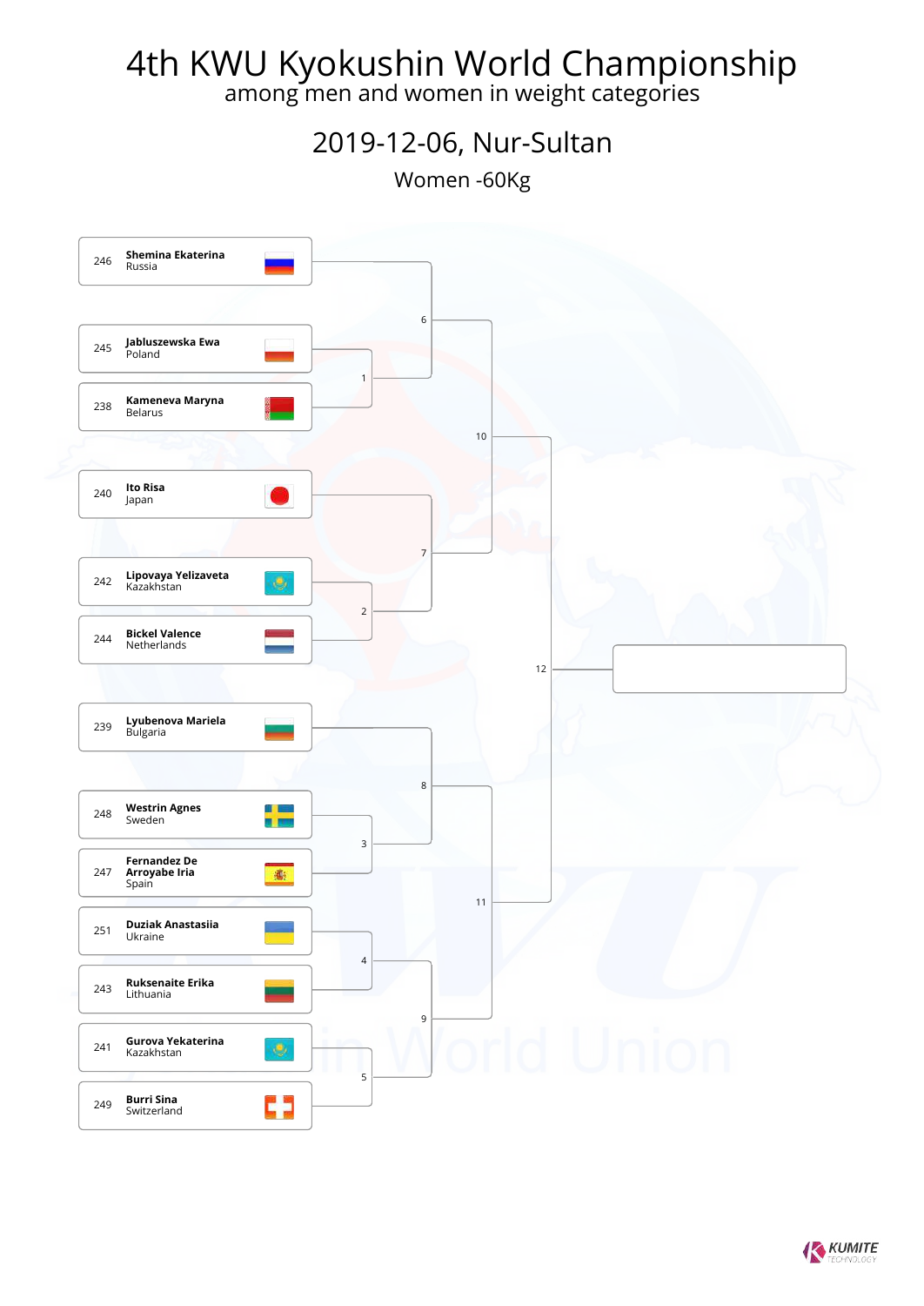# 4th KWU Kyokushin World Championship

among men and women in weight categories

## 2019-12-06, Nur-Sultan

### Women -60Kg

| No. | Name | Country |
|---|---|---|
| 246 | Shemina Ekaterina | Russia |
| 245 | Jabluszewska Ewa | Poland |
| 238 | Kameneva Maryna | Belarus |
| 240 | Ito Risa | Japan |
| 242 | Lipovaya Yelizaveta | Kazakhstan |
| 244 | Bickel Valence | Netherlands |
| 239 | Lyubenova Mariela | Bulgaria |
| 248 | Westrin Agnes | Sweden |
| 247 | Fernandez De Arroyabe Iria | Spain |
| 251 | Duziak Anastasiia | Ukraine |
| 243 | Ruksenaite Erika | Lithuania |
| 241 | Gurova Yekaterina | Kazakhstan |
| 249 | Burri Sina | Switzerland |

| Fight | Participants |
|---|---|
| 1 | 245 Jabluszewska Ewa vs 238 Kameneva Maryna |
| 2 | 242 Lipovaya Yelizaveta vs 244 Bickel Valence |
| 3 | 248 Westrin Agnes vs 247 Fernandez De Arroyabe Iria |
| 4 | 251 Duziak Anastasiia vs 243 Ruksenaite Erika |
| 5 | 241 Gurova Yekaterina vs 249 Burri Sina |
| 6 | 246 Shemina Ekaterina vs winner of 1 |
| 7 | 240 Ito Risa vs winner of 2 |
| 8 | 239 Lyubenova Mariela vs winner of 3 |
| 9 | Winner of 4 vs winner of 5 |
| 10 | Winner of 6 vs winner of 7 |
| 11 | Winner of 8 vs winner of 9 |
| 12 | Winner of 10 vs winner of 11 |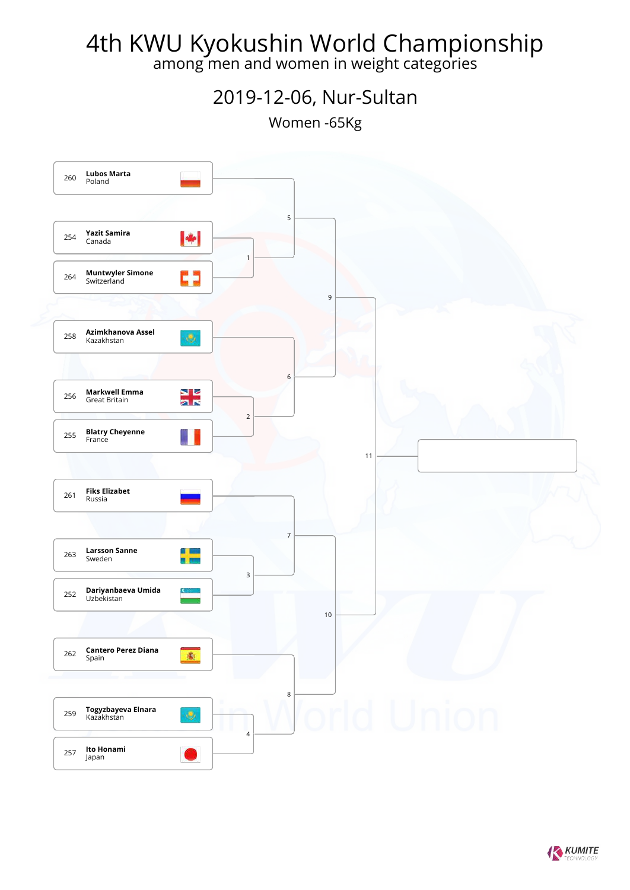# 4th KWU Kyokushin World Championship

among men and women in weight categories

## 2019-12-06, Nur-Sultan

### Women -65Kg

| No. | Name | Country |
|---|---|---|
| 260 | **Lubos Marta** | Poland |
| 254 | **Yazit Samira** | Canada |
| 264 | **Muntwyler Simone** | Switzerland |
| 258 | **Azimkhanova Assel** | Kazakhstan |
| 256 | **Markwell Emma** | Great Britain |
| 255 | **Blatry Cheyenne** | France |
| 261 | **Fiks Elizabet** | Russia |
| 263 | **Larsson Sanne** | Sweden |
| 252 | **Dariyanbaeva Umida** | Uzbekistan |
| 262 | **Cantero Perez Diana** | Spain |
| 259 | **Togyzbayeva Elnara** | Kazakhstan |
| 257 | **Ito Honami** | Japan |

Bracket:

- Fight 1: Yazit Samira (254) vs Muntwyler Simone (264)
- Fight 2: Markwell Emma (256) vs Blatry Cheyenne (255)
- Fight 3: Larsson Sanne (263) vs Dariyanbaeva Umida (252)
- Fight 4: Togyzbayeva Elnara (259) vs Ito Honami (257)
- Fight 5: Lubos Marta (260) vs winner of 1
- Fight 6: Azimkhanova Assel (258) vs winner of 2
- Fight 7: Fiks Elizabet (261) vs winner of 3
- Fight 8: Cantero Perez Diana (262) vs winner of 4
- Fight 9: winner of 5 vs winner of 6
- Fight 10: winner of 7 vs winner of 8
- Fight 11: winner of 9 vs winner of 10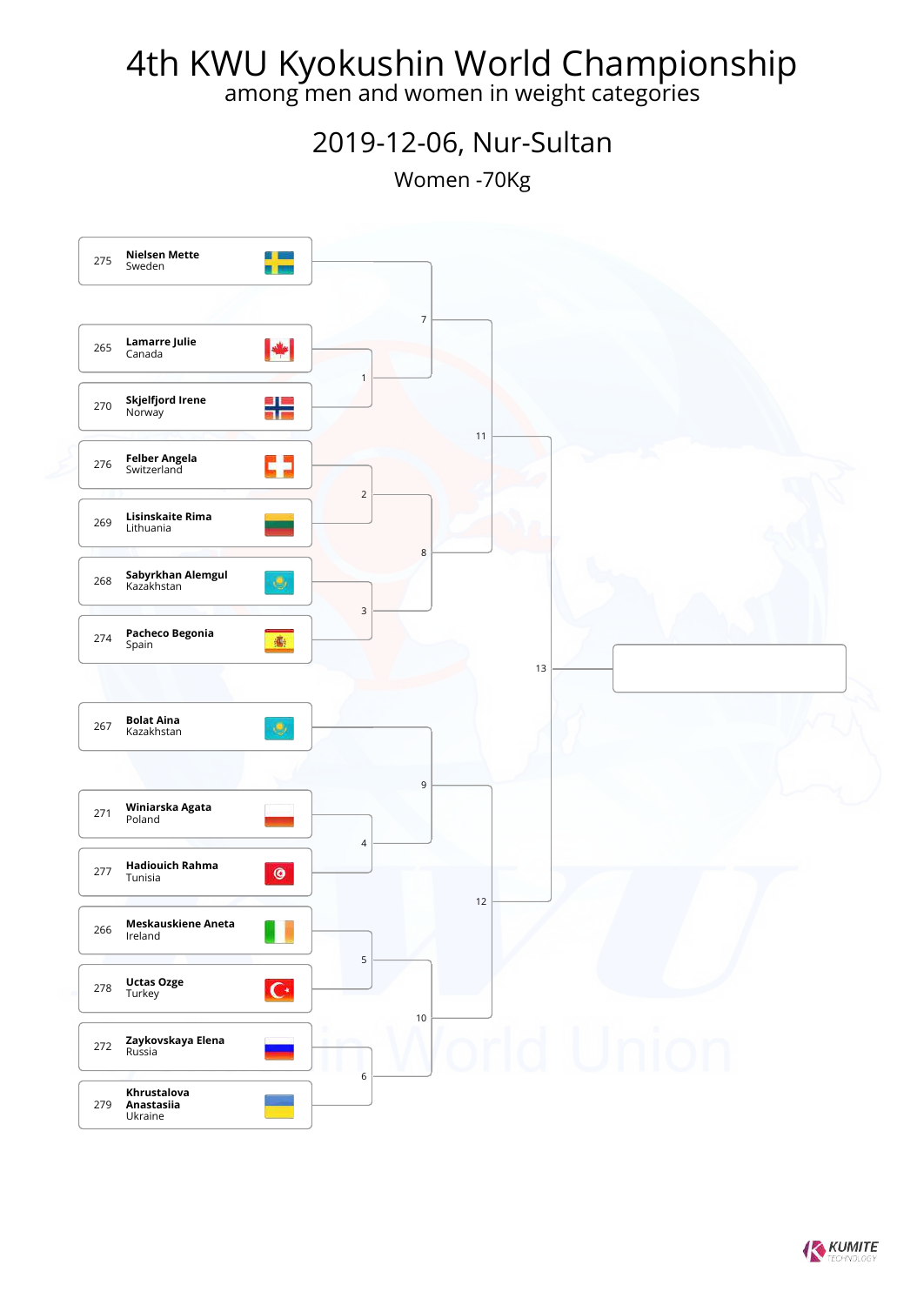# 4th KWU Kyokushin World Championship

among men and women in weight categories

## 2019-12-06, Nur-Sultan

### Women -70Kg

| No. | Name | Country |
|---|---|---|
| 275 | Nielsen Mette | Sweden |
| 265 | Lamarre Julie | Canada |
| 270 | Skjelfjord Irene | Norway |
| 276 | Felber Angela | Switzerland |
| 269 | Lisinskaite Rima | Lithuania |
| 268 | Sabyrkhan Alemgul | Kazakhstan |
| 274 | Pacheco Begonia | Spain |
| 267 | Bolat Aina | Kazakhstan |
| 271 | Winiarska Agata | Poland |
| 277 | Hadiouich Rahma | Tunisia |
| 266 | Meskauskiene Aneta | Ireland |
| 278 | Uctas Ozge | Turkey |
| 272 | Zaykovskaya Elena | Russia |
| 279 | Khrustalova Anastasiia | Ukraine |

Bracket fights:

- 1: Lamarre Julie vs Skjelfjord Irene
- 2: Felber Angela vs Lisinskaite Rima
- 3: Sabyrkhan Alemgul vs Pacheco Begonia
- 4: Winiarska Agata vs Hadiouich Rahma
- 5: Meskauskiene Aneta vs Uctas Ozge
- 6: Zaykovskaya Elena vs Khrustalova Anastasiia
- 7: Nielsen Mette vs winner of 1
- 8: winner of 2 vs winner of 3
- 9: Bolat Aina vs winner of 4
- 10: winner of 5 vs winner of 6
- 11: winner of 7 vs winner of 8
- 12: winner of 9 vs winner of 10
- 13: winner of 11 vs winner of 12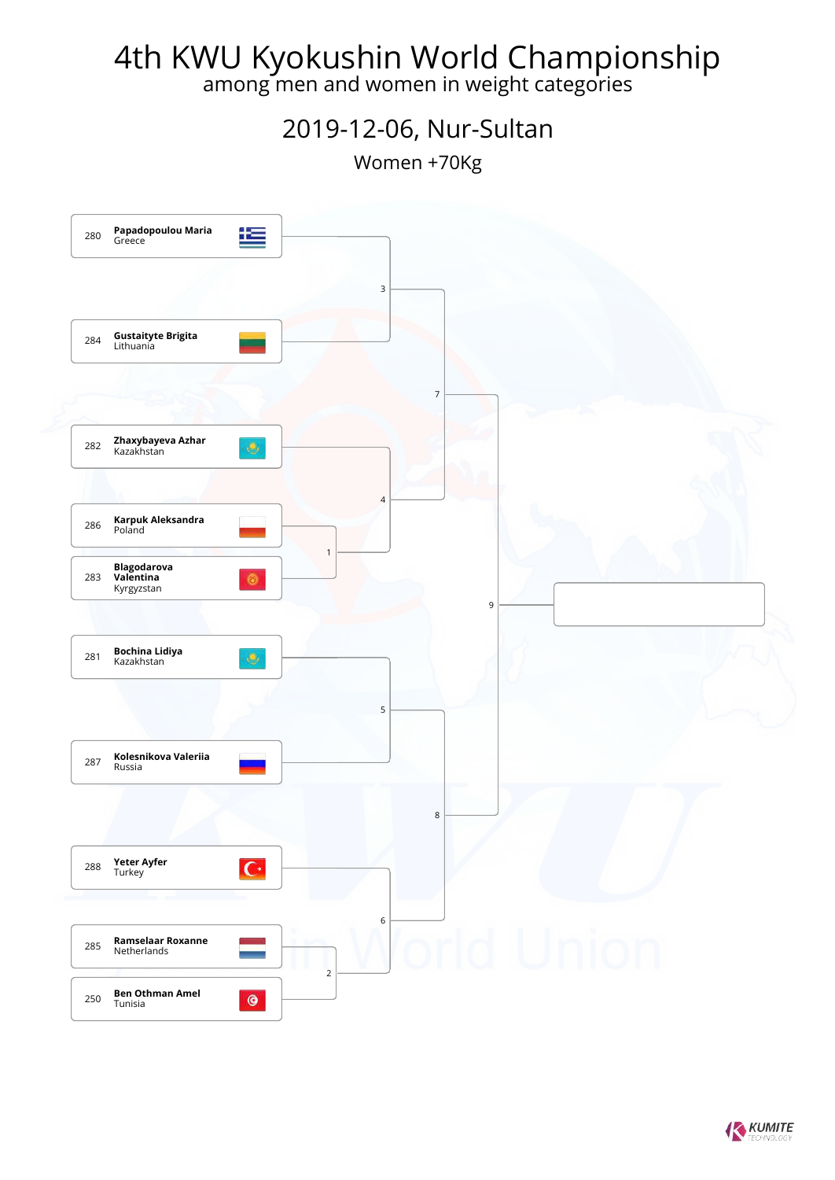# 4th KWU Kyokushin World Championship

among men and women in weight categories

## 2019-12-06, Nur-Sultan

### Women +70Kg

| No. | Name | Country |
| --- | --- | --- |
| 280 | **Papadopoulou Maria** | Greece |
| 284 | **Gustaityte Brigita** | Lithuania |
| 282 | **Zhaxybayeva Azhar** | Kazakhstan |
| 286 | **Karpuk Aleksandra** | Poland |
| 283 | **Blagodarova Valentina** | Kyrgyzstan |
| 281 | **Bochina Lidiya** | Kazakhstan |
| 287 | **Kolesnikova Valeriia** | Russia |
| 288 | **Yeter Ayfer** | Turkey |
| 285 | **Ramselaar Roxanne** | Netherlands |
| 250 | **Ben Othman Amel** | Tunisia |

Bracket fights:

- Fight 1: Karpuk Aleksandra (286) vs Blagodarova Valentina (283)
- Fight 2: Ramselaar Roxanne (285) vs Ben Othman Amel (250)
- Fight 3: Papadopoulou Maria (280) vs Gustaityte Brigita (284)
- Fight 4: Zhaxybayeva Azhar (282) vs winner of Fight 1
- Fight 5: Bochina Lidiya (281) vs Kolesnikova Valeriia (287)
- Fight 6: Yeter Ayfer (288) vs winner of Fight 2
- Fight 7: winner of Fight 3 vs winner of Fight 4
- Fight 8: winner of Fight 5 vs winner of Fight 6
- Fight 9: winner of Fight 7 vs winner of Fight 8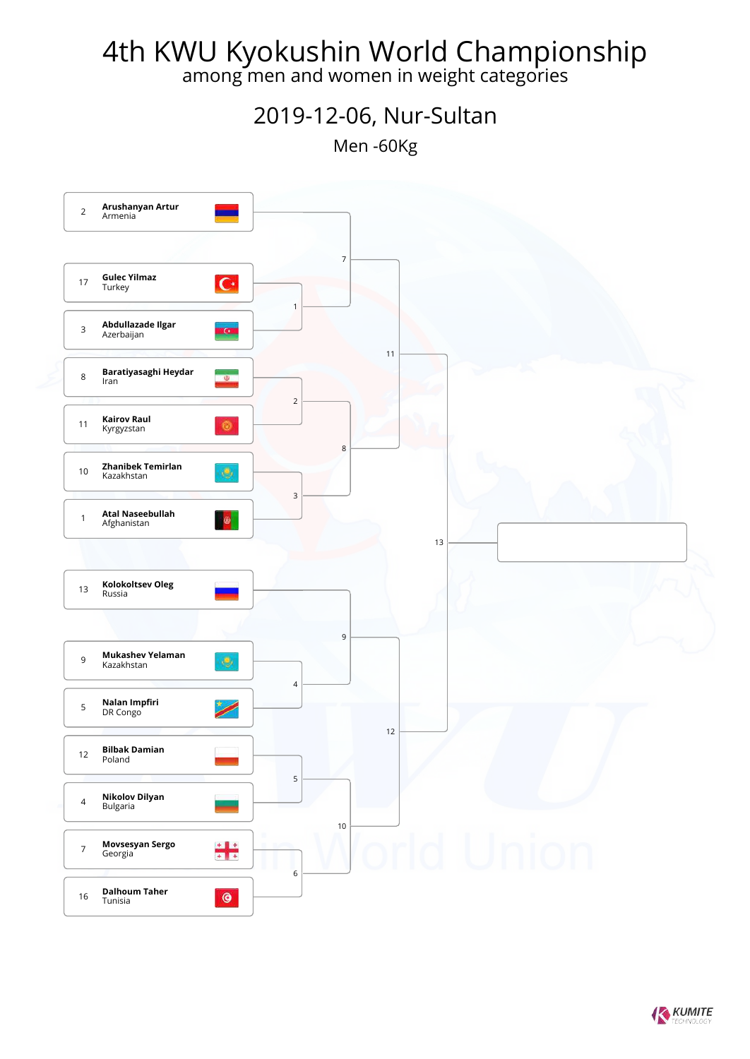# 4th KWU Kyokushin World Championship

among men and women in weight categories

## 2019-12-06, Nur-Sultan

### Men -60Kg

| Seed | Name | Country |
|---|---|---|
| 2 | **Arushanyan Artur** | Armenia |
| 17 | **Gulec Yilmaz** | Turkey |
| 3 | **Abdullazade Ilgar** | Azerbaijan |
| 8 | **Baratiyasaghi Heydar** | Iran |
| 11 | **Kairov Raul** | Kyrgyzstan |
| 10 | **Zhanibek Temirlan** | Kazakhstan |
| 1 | **Atal Naseebullah** | Afghanistan |
| 13 | **Kolokoltsev Oleg** | Russia |
| 9 | **Mukashev Yelaman** | Kazakhstan |
| 5 | **Nalan Impfiri** | DR Congo |
| 12 | **Bilbak Damian** | Poland |
| 4 | **Nikolov Dilyan** | Bulgaria |
| 7 | **Movsesyan Sergo** | Georgia |
| 16 | **Dalhoum Taher** | Tunisia |

Bracket matches:

- 1: Gulec Yilmaz vs Abdullazade Ilgar
- 2: Baratiyasaghi Heydar vs Kairov Raul
- 3: Zhanibek Temirlan vs Atal Naseebullah
- 4: Mukashev Yelaman vs Nalan Impfiri
- 5: Bilbak Damian vs Nikolov Dilyan
- 6: Movsesyan Sergo vs Dalhoum Taher
- 7: Arushanyan Artur vs winner of 1
- 8: winner of 2 vs winner of 3
- 9: Kolokoltsev Oleg vs winner of 4
- 10: winner of 5 vs winner of 6
- 11: winner of 7 vs winner of 8
- 12: winner of 9 vs winner of 10
- 13: winner of 11 vs winner of 12 (Final)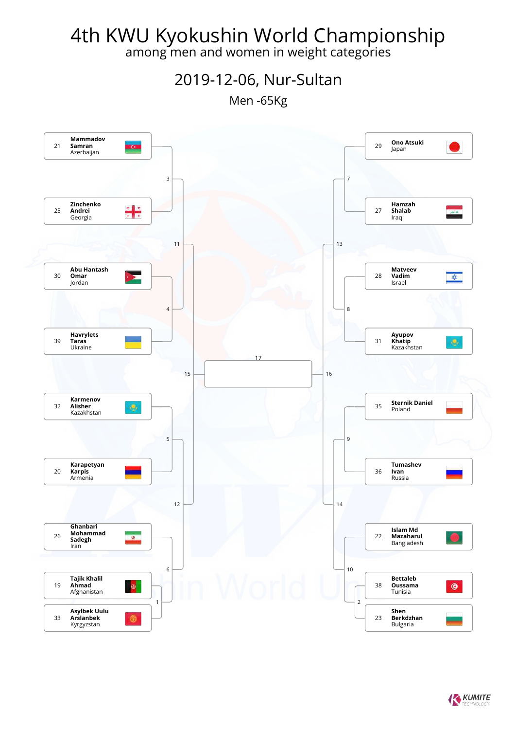# 4th KWU Kyokushin World Championship

among men and women in weight categories

## 2019-12-06, Nur-Sultan

### Men -65Kg

| No. | Name | Country |
| --- | --- | --- |
| 21 | **Mammadov Samran** | Azerbaijan |
| 25 | **Zinchenko Andrei** | Georgia |
| 30 | **Abu Hantash Omar** | Jordan |
| 39 | **Havrylets Taras** | Ukraine |
| 32 | **Karmenov Alisher** | Kazakhstan |
| 20 | **Karapetyan Karpis** | Armenia |
| 26 | **Ghanbari Mohammad Sadegh** | Iran |
| 19 | **Tajik Khalil Ahmad** | Afghanistan |
| 33 | **Asylbek Uulu Arslanbek** | Kyrgyzstan |
| 29 | **Ono Atsuki** | Japan |
| 27 | **Hamzah Shalab** | Iraq |
| 28 | **Matveev Vadim** | Israel |
| 31 | **Ayupov Khatip** | Kazakhstan |
| 35 | **Sternik Daniel** | Poland |
| 36 | **Tumashev Ivan** | Russia |
| 22 | **Islam Md Mazaharul** | Bangladesh |
| 38 | **Bettaleb Oussama** | Tunisia |
| 23 | **Shen Berkdzhan** | Bulgaria |

Bracket matches:

- 1: Tajik Khalil Ahmad vs Asylbek Uulu Arslanbek
- 2: Bettaleb Oussama vs Shen Berkdzhan
- 3: Mammadov Samran vs Zinchenko Andrei
- 4: Abu Hantash Omar vs Havrylets Taras
- 5: Karmenov Alisher vs Karapetyan Karpis
- 6: Ghanbari Mohammad Sadegh vs winner of 1
- 7: Ono Atsuki vs Hamzah Shalab
- 8: Matveev Vadim vs Ayupov Khatip
- 9: Sternik Daniel vs Tumashev Ivan
- 10: Islam Md Mazaharul vs winner of 2
- 11: winner of 3 vs winner of 4
- 12: winner of 5 vs winner of 6
- 13: winner of 7 vs winner of 8
- 14: winner of 9 vs winner of 10
- 15: winner of 11 vs winner of 12
- 16: winner of 13 vs winner of 14
- 17: winner of 15 vs winner of 16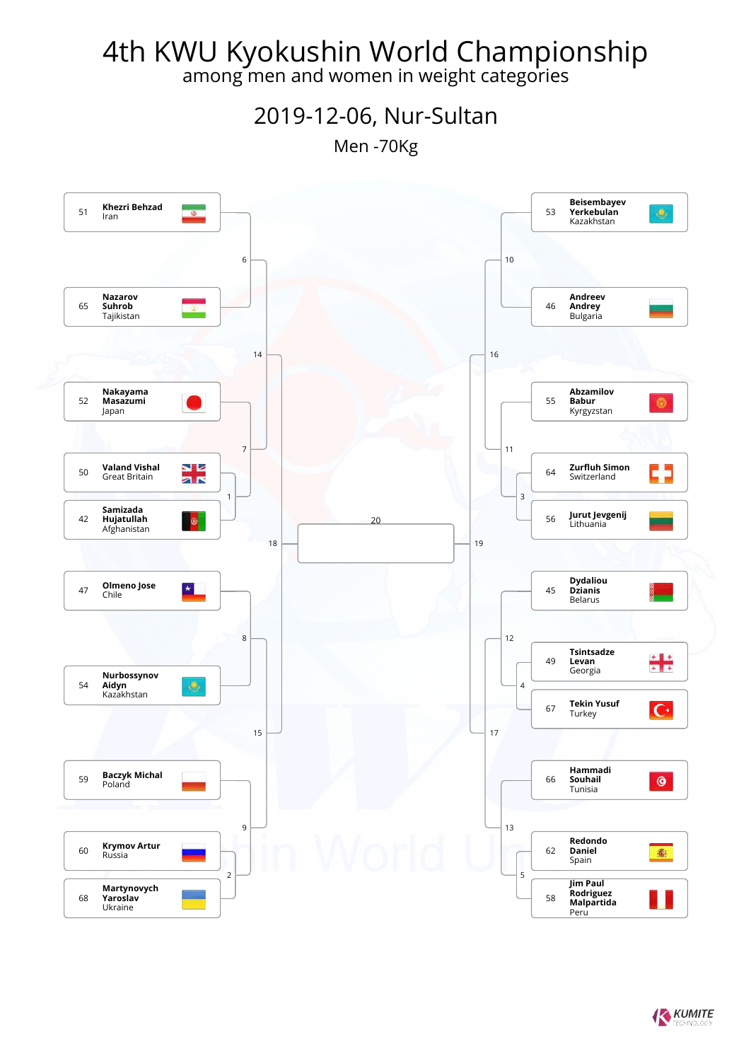# 4th KWU Kyokushin World Championship

among men and women in weight categories

## 2019-12-06, Nur-Sultan

### Men -70Kg

| No. | Name | Country |
|---|---|---|
| 51 | Khezri Behzad | Iran |
| 65 | Nazarov Suhrob | Tajikistan |
| 52 | Nakayama Masazumi | Japan |
| 50 | Valand Vishal | Great Britain |
| 42 | Samizada Hujatullah | Afghanistan |
| 47 | Olmeno Jose | Chile |
| 54 | Nurbossynov Aidyn | Kazakhstan |
| 59 | Baczyk Michal | Poland |
| 60 | Krymov Artur | Russia |
| 68 | Martynovych Yaroslav | Ukraine |
| 53 | Beisembayev Yerkebulan | Kazakhstan |
| 46 | Andreev Andrey | Bulgaria |
| 55 | Abzamilov Babur | Kyrgyzstan |
| 64 | Zurfluh Simon | Switzerland |
| 56 | Jurut Jevgenij | Lithuania |
| 45 | Dydaliou Dzianis | Belarus |
| 49 | Tsintsadze Levan | Georgia |
| 67 | Tekin Yusuf | Turkey |
| 66 | Hammadi Souhail | Tunisia |
| 62 | Redondo Daniel | Spain |
| 58 | Jim Paul Rodriguez Malpartida | Peru |

Bracket fights: 1, 2, 3, 4, 5, 6, 7, 8, 9, 10, 11, 12, 13, 14, 15, 16, 17, 18, 19, 20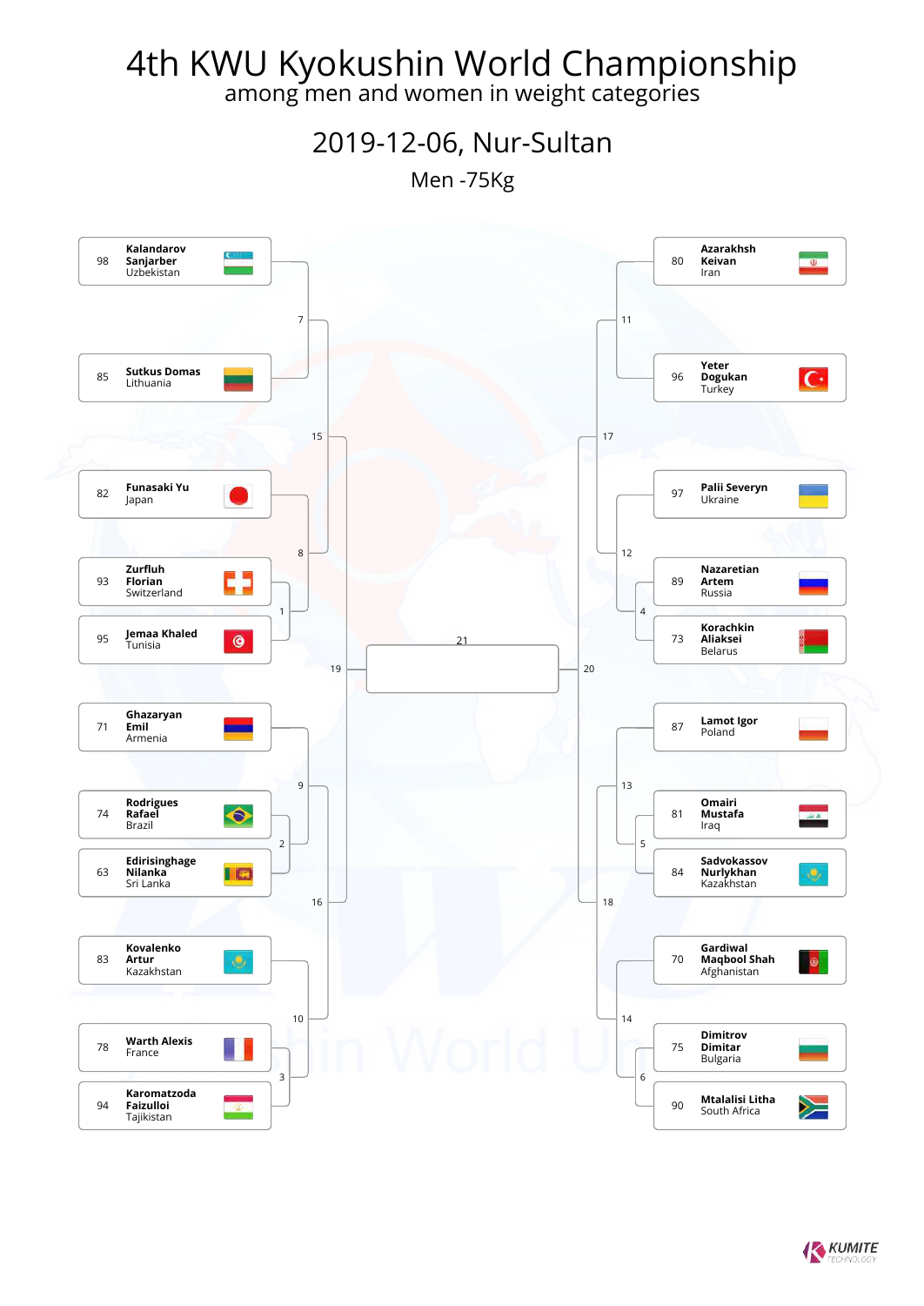# 4th KWU Kyokushin World Championship

among men and women in weight categories

## 2019-12-06, Nur-Sultan

### Men -75Kg

**Left side of bracket**

| No. | Name | Country |
|---|---|---|
| 98 | **Kalandarov Sanjarber** | Uzbekistan |
| 85 | **Sutkus Domas** | Lithuania |
| 82 | **Funasaki Yu** | Japan |
| 93 | **Zurfluh Florian** | Switzerland |
| 95 | **Jemaa Khaled** | Tunisia |
| 71 | **Ghazaryan Emil** | Armenia |
| 74 | **Rodrigues Rafael** | Brazil |
| 63 | **Edirisinghage Nilanka** | Sri Lanka |
| 83 | **Kovalenko Artur** | Kazakhstan |
| 78 | **Warth Alexis** | France |
| 94 | **Karomatzoda Faizulloi** | Tajikistan |

**Right side of bracket**

| No. | Name | Country |
|---|---|---|
| 80 | **Azarakhsh Keivan** | Iran |
| 96 | **Yeter Dogukan** | Turkey |
| 97 | **Palii Severyn** | Ukraine |
| 89 | **Nazaretian Artem** | Russia |
| 73 | **Korachkin Aliaksei** | Belarus |
| 87 | **Lamot Igor** | Poland |
| 81 | **Omairi Mustafa** | Iraq |
| 84 | **Sadvokassov Nurlykhan** | Kazakhstan |
| 70 | **Gardiwal Maqbool Shah** | Afghanistan |
| 75 | **Dimitrov Dimitar** | Bulgaria |
| 90 | **Mtalalisi Litha** | South Africa |

**Bracket fights**

- Fight 1: Zurfluh Florian vs Jemaa Khaled
- Fight 2: Rodrigues Rafael vs Edirisinghage Nilanka
- Fight 3: Warth Alexis vs Karomatzoda Faizulloi
- Fight 4: Nazaretian Artem vs Korachkin Aliaksei
- Fight 5: Omairi Mustafa vs Sadvokassov Nurlykhan
- Fight 6: Dimitrov Dimitar vs Mtalalisi Litha
- Fight 7: Kalandarov Sanjarber vs Sutkus Domas
- Fight 8: Funasaki Yu vs winner of 1
- Fight 9: Ghazaryan Emil vs winner of 2
- Fight 10: Kovalenko Artur vs winner of 3
- Fight 11: Azarakhsh Keivan vs Yeter Dogukan
- Fight 12: Palii Severyn vs winner of 4
- Fight 13: Lamot Igor vs winner of 5
- Fight 14: Gardiwal Maqbool Shah vs winner of 6
- Fight 15: winner of 7 vs winner of 8
- Fight 16: winner of 9 vs winner of 10
- Fight 17: winner of 11 vs winner of 12
- Fight 18: winner of 13 vs winner of 14
- Fight 19: winner of 15 vs winner of 16
- Fight 20: winner of 17 vs winner of 18
- Fight 21 (Final): winner of 19 vs winner of 20

KUMITE TECHNOLOGY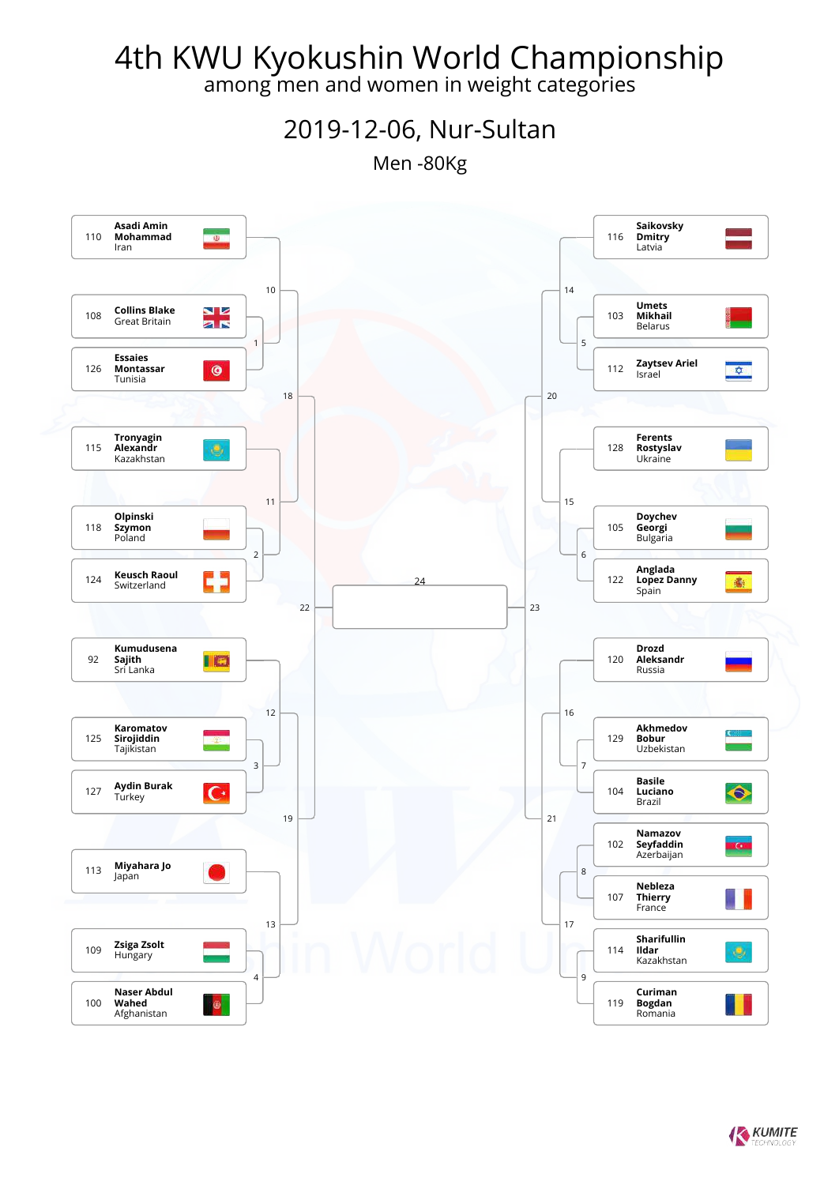# 4th KWU Kyokushin World Championship

among men and women in weight categories

## 2019-12-06, Nur-Sultan

### Men -80Kg

**Left side of bracket**

| No. | Name | Country |
|---|---|---|
| 110 | Asadi Amin Mohammad | Iran |
| 108 | Collins Blake | Great Britain |
| 126 | Essaies Montassar | Tunisia |
| 115 | Tronyagin Alexandr | Kazakhstan |
| 118 | Olpinski Szymon | Poland |
| 124 | Keusch Raoul | Switzerland |
| 92 | Kumudusena Sajith | Sri Lanka |
| 125 | Karomatov Sirojiddin | Tajikistan |
| 127 | Aydin Burak | Turkey |
| 113 | Miyahara Jo | Japan |
| 109 | Zsiga Zsolt | Hungary |
| 100 | Naser Abdul Wahed | Afghanistan |

**Right side of bracket**

| No. | Name | Country |
|---|---|---|
| 116 | Saikovsky Dmitry | Latvia |
| 103 | Umets Mikhail | Belarus |
| 112 | Zaytsev Ariel | Israel |
| 128 | Ferents Rostyslav | Ukraine |
| 105 | Doychev Georgi | Bulgaria |
| 122 | Anglada Lopez Danny | Spain |
| 120 | Drozd Aleksandr | Russia |
| 129 | Akhmedov Bobur | Uzbekistan |
| 104 | Basile Luciano | Brazil |
| 102 | Namazov Seyfaddin | Azerbaijan |
| 107 | Nebleza Thierry | France |
| 114 | Sharifullin Ildar | Kazakhstan |
| 119 | Curiman Bogdan | Romania |

**Bracket fights:** 1, 2, 3, 4, 5, 6, 7, 8, 9, 10, 11, 12, 13, 14, 15, 16, 17, 18, 19, 20, 21, 22, 23, 24 (Final)

KUMITE TECHNOLOGY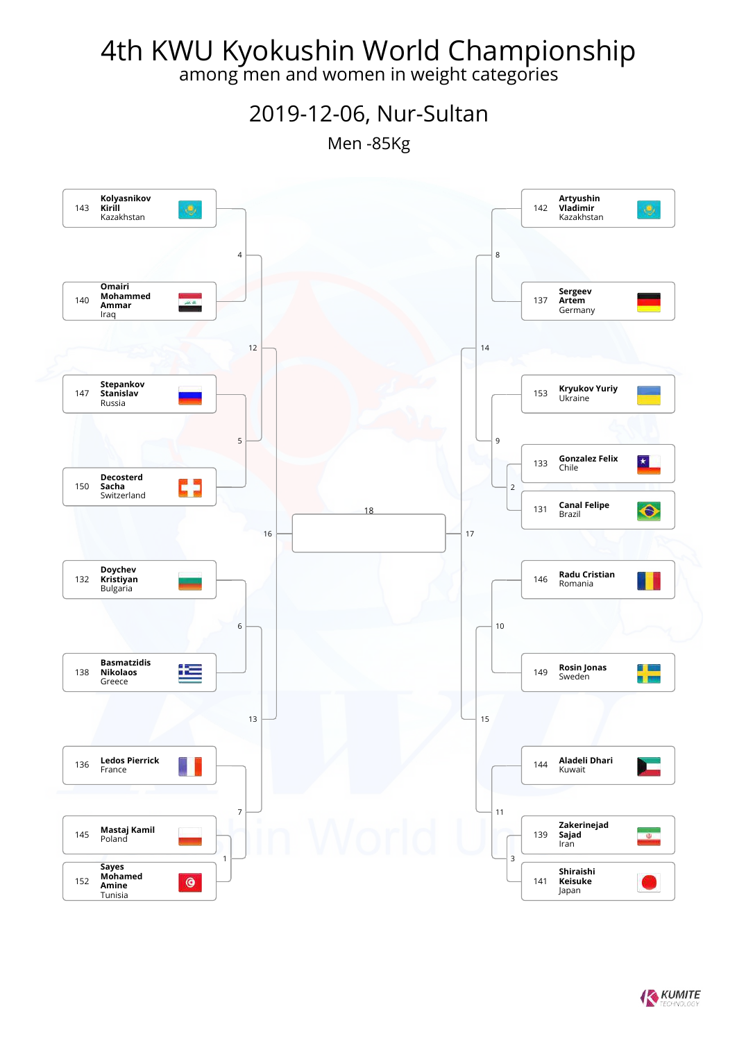# 4th KWU Kyokushin World Championship

among men and women in weight categories

## 2019-12-06, Nur-Sultan

### Men -85Kg

**Left bracket**

| No. | Name | Country |
|---|---|---|
| 143 | **Kolyasnikov Kirill** | Kazakhstan |
| 140 | **Omairi Mohammed Ammar** | Iraq |
| 147 | **Stepankov Stanislav** | Russia |
| 150 | **Decosterd Sacha** | Switzerland |
| 132 | **Doychev Kristiyan** | Bulgaria |
| 138 | **Basmatzidis Nikolaos** | Greece |
| 136 | **Ledos Pierrick** | France |
| 145 | **Mastaj Kamil** | Poland |
| 152 | **Sayes Mohamed Amine** | Tunisia |

**Right bracket**

| No. | Name | Country |
|---|---|---|
| 142 | **Artyushin Vladimir** | Kazakhstan |
| 137 | **Sergeev Artem** | Germany |
| 153 | **Kryukov Yuriy** | Ukraine |
| 133 | **Gonzalez Felix** | Chile |
| 131 | **Canal Felipe** | Brazil |
| 146 | **Radu Cristian** | Romania |
| 149 | **Rosin Jonas** | Sweden |
| 144 | **Aladeli Dhari** | Kuwait |
| 139 | **Zakerinejad Sajad** | Iran |
| 141 | **Shiraishi Keisuke** | Japan |

**Bouts**

- 1: Mastaj Kamil vs Sayes Mohamed Amine
- 2: Gonzalez Felix vs Canal Felipe
- 3: Zakerinejad Sajad vs Shiraishi Keisuke
- 4: Kolyasnikov Kirill vs Omairi Mohammed Ammar
- 5: Stepankov Stanislav vs Decosterd Sacha
- 6: Doychev Kristiyan vs Basmatzidis Nikolaos
- 7: Ledos Pierrick vs Winner of 1
- 8: Artyushin Vladimir vs Sergeev Artem
- 9: Kryukov Yuriy vs Winner of 2
- 10: Radu Cristian vs Rosin Jonas
- 11: Aladeli Dhari vs Winner of 3
- 12: Winner of 4 vs Winner of 5
- 13: Winner of 6 vs Winner of 7
- 14: Winner of 8 vs Winner of 9
- 15: Winner of 10 vs Winner of 11
- 16: Winner of 12 vs Winner of 13
- 17: Winner of 14 vs Winner of 15
- 18: Final (Winner of 16 vs Winner of 17)

KUMITE TECHNOLOGY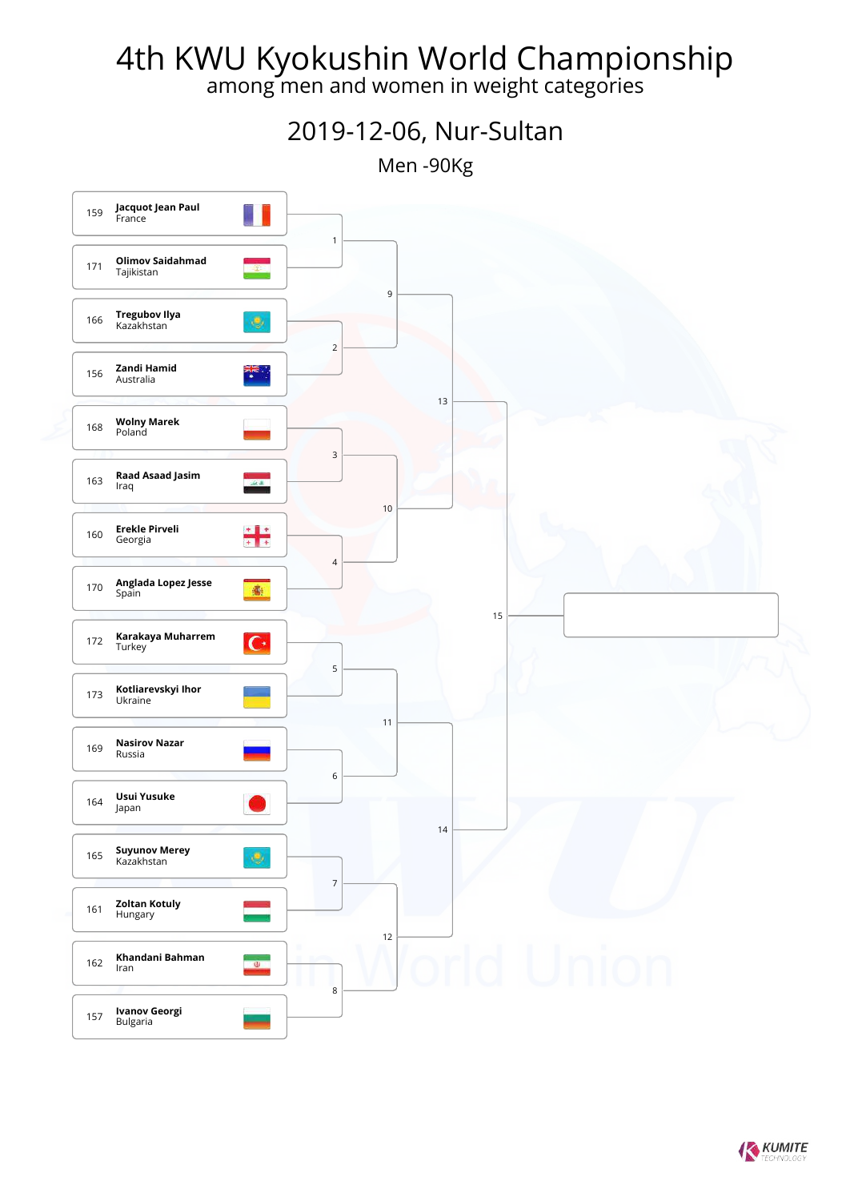# 4th KWU Kyokushin World Championship

among men and women in weight categories

## 2019-12-06, Nur-Sultan

### Men -90Kg

| No. | Name | Country |
|---|---|---|
| 159 | **Jacquot Jean Paul** | France |
| 171 | **Olimov Saidahmad** | Tajikistan |
| 166 | **Tregubov Ilya** | Kazakhstan |
| 156 | **Zandi Hamid** | Australia |
| 168 | **Wolny Marek** | Poland |
| 163 | **Raad Asaad Jasim** | Iraq |
| 160 | **Erekle Pirveli** | Georgia |
| 170 | **Anglada Lopez Jesse** | Spain |
| 172 | **Karakaya Muharrem** | Turkey |
| 173 | **Kotliarevskyi Ihor** | Ukraine |
| 169 | **Nasirov Nazar** | Russia |
| 164 | **Usui Yusuke** | Japan |
| 165 | **Suyunov Merey** | Kazakhstan |
| 161 | **Zoltan Kotuly** | Hungary |
| 162 | **Khandani Bahman** | Iran |
| 157 | **Ivanov Georgi** | Bulgaria |

| Bout | Participants |
|---|---|
| 1 | 159 Jacquot Jean Paul – 171 Olimov Saidahmad |
| 2 | 166 Tregubov Ilya – 156 Zandi Hamid |
| 3 | 168 Wolny Marek – 163 Raad Asaad Jasim |
| 4 | 160 Erekle Pirveli – 170 Anglada Lopez Jesse |
| 5 | 172 Karakaya Muharrem – 173 Kotliarevskyi Ihor |
| 6 | 169 Nasirov Nazar – 164 Usui Yusuke |
| 7 | 165 Suyunov Merey – 161 Zoltan Kotuly |
| 8 | 162 Khandani Bahman – 157 Ivanov Georgi |
| 9 | Winner 1 – Winner 2 |
| 10 | Winner 3 – Winner 4 |
| 11 | Winner 5 – Winner 6 |
| 12 | Winner 7 – Winner 8 |
| 13 | Winner 9 – Winner 10 |
| 14 | Winner 11 – Winner 12 |
| 15 | Winner 13 – Winner 14 |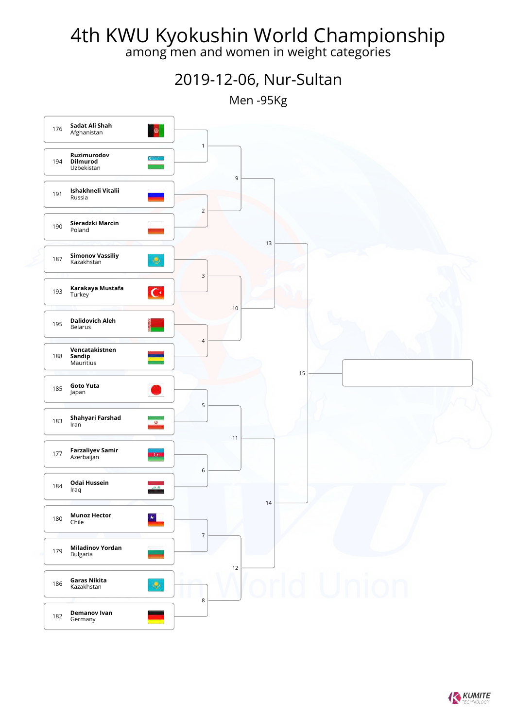# 4th KWU Kyokushin World Championship

among men and women in weight categories

## 2019-12-06, Nur-Sultan

### Men -95Kg

| No. | Name | Country |
|---|---|---|
| 176 | Sadat Ali Shah | Afghanistan |
| 194 | Ruzimurodov Dilmurod | Uzbekistan |
| 191 | Ishakhneli Vitalii | Russia |
| 190 | Sieradzki Marcin | Poland |
| 187 | Simonov Vassiliy | Kazakhstan |
| 193 | Karakaya Mustafa | Turkey |
| 195 | Dalidovich Aleh | Belarus |
| 188 | Vencatakistnen Sandip | Mauritius |
| 185 | Goto Yuta | Japan |
| 183 | Shahyari Farshad | Iran |
| 177 | Farzaliyev Samir | Azerbaijan |
| 184 | Odai Hussein | Iraq |
| 180 | Munoz Hector | Chile |
| 179 | Miladinov Yordan | Bulgaria |
| 186 | Garas Nikita | Kazakhstan |
| 182 | Demanov Ivan | Germany |

Bouts:

- 1: Sadat Ali Shah vs Ruzimurodov Dilmurod
- 2: Ishakhneli Vitalii vs Sieradzki Marcin
- 3: Simonov Vassiliy vs Karakaya Mustafa
- 4: Dalidovich Aleh vs Vencatakistnen Sandip
- 5: Goto Yuta vs Shahyari Farshad
- 6: Farzaliyev Samir vs Odai Hussein
- 7: Munoz Hector vs Miladinov Yordan
- 8: Garas Nikita vs Demanov Ivan
- 9: Winner 1 vs Winner 2
- 10: Winner 3 vs Winner 4
- 11: Winner 5 vs Winner 6
- 12: Winner 7 vs Winner 8
- 13: Winner 9 vs Winner 10
- 14: Winner 11 vs Winner 12
- 15: Winner 13 vs Winner 14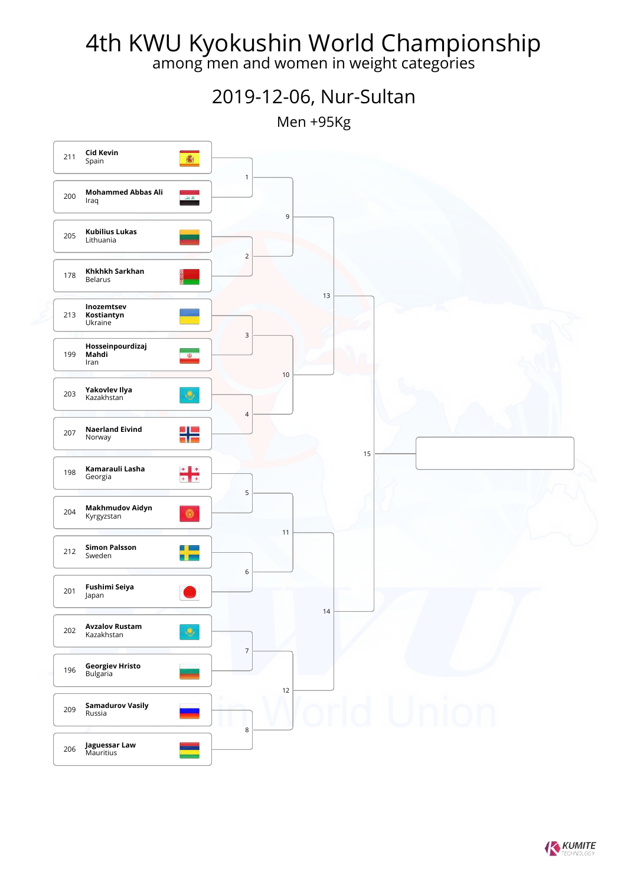# 4th KWU Kyokushin World Championship

among men and women in weight categories

## 2019-12-06, Nur-Sultan

### Men +95Kg

| | | |
|---|---|---|
| 211 | Cid Kevin | Spain |
| 200 | Mohammed Abbas Ali | Iraq |
| 205 | Kubilius Lukas | Lithuania |
| 178 | Khkhkh Sarkhan | Belarus |
| 213 | Inozemtsev Kostiantyn | Ukraine |
| 199 | Hosseinpourdizaj Mahdi | Iran |
| 203 | Yakovlev Ilya | Kazakhstan |
| 207 | Naerland Eivind | Norway |
| 198 | Kamarauli Lasha | Georgia |
| 204 | Makhmudov Aidyn | Kyrgyzstan |
| 212 | Simon Palsson | Sweden |
| 201 | Fushimi Seiya | Japan |
| 202 | Avzalov Rustam | Kazakhstan |
| 196 | Georgiev Hristo | Bulgaria |
| 209 | Samadurov Vasily | Russia |
| 206 | Jaguessar Law | Mauritius |

1
2
3
4
5
6
7
8
9
10
11
12
13
14
15